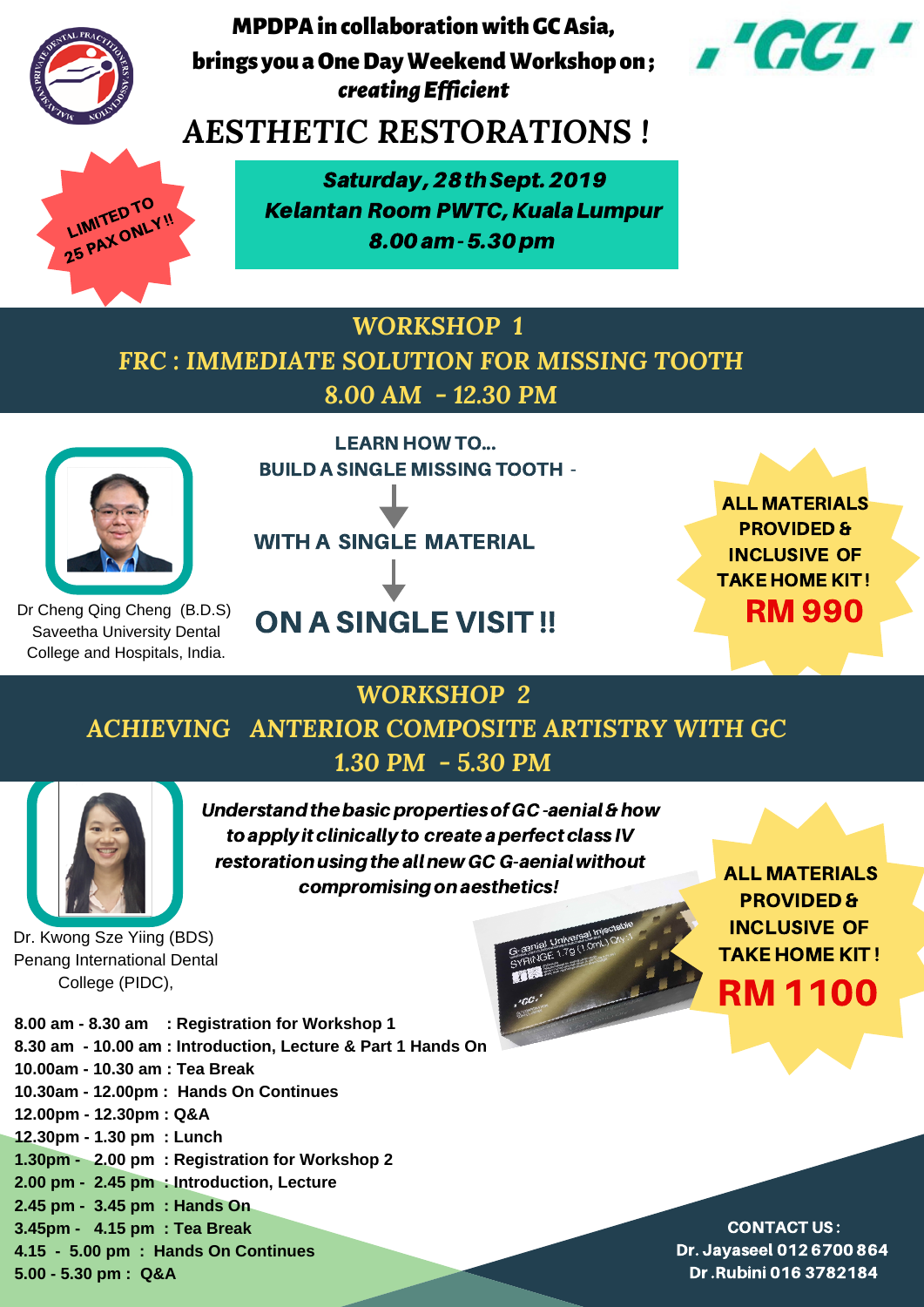**MPDPA in collaboration with GC Asia, brings you a One Day Weekend Workshop on;**

***creating Efficient***

# AESTHETIC RESTORATIONS !

LIMITED TO 25 PAX ONLY!!

***Saturday, 28th Sept. 2019***
***Kelantan Room PWTC, Kuala Lumpur***
***8.00 am - 5.30 pm***

## WORKSHOP 1
## FRC : IMMEDIATE SOLUTION FOR MISSING TOOTH
## 8.00 AM - 12.30 PM

Dr Cheng Qing Cheng (B.D.S)
Saveetha University Dental College and Hospitals, India.

**LEARN HOW TO...**
**BUILD A SINGLE MISSING TOOTH -**

**WITH A SINGLE MATERIAL**

**ON A SINGLE VISIT !!**

**ALL MATERIALS PROVIDED & INCLUSIVE OF TAKE HOME KIT !**
**RM 990**

## WORKSHOP 2
## ACHIEVING ANTERIOR COMPOSITE ARTISTRY WITH GC
## 1.30 PM - 5.30 PM

Dr. Kwong Sze Yiing (BDS)
Penang International Dental College (PIDC),

***Understand the basic properties of GC -aenial & how to apply it clinically to create a perfect class IV restoration using the all new GC G-aenial without compromising on aesthetics!***

**ALL MATERIALS PROVIDED & INCLUSIVE OF TAKE HOME KIT !**
**RM 1100**

**8.00 am - 8.30 am : Registration for Workshop 1**
**8.30 am - 10.00 am : Introduction, Lecture & Part 1 Hands On**
**10.00am - 10.30 am : Tea Break**
**10.30am - 12.00pm : Hands On Continues**
**12.00pm - 12.30pm : Q&A**
**12.30pm - 1.30 pm : Lunch**
**1.30pm - 2.00 pm : Registration for Workshop 2**
**2.00 pm - 2.45 pm : Introduction, Lecture**
**2.45 pm - 3.45 pm : Hands On**
**3.45pm - 4.15 pm : Tea Break**
**4.15 - 5.00 pm : Hands On Continues**
**5.00 - 5.30 pm : Q&A**

**CONTACT US :**
**Dr. Jayaseel 012 6700 864**
**Dr .Rubini 016 3782184**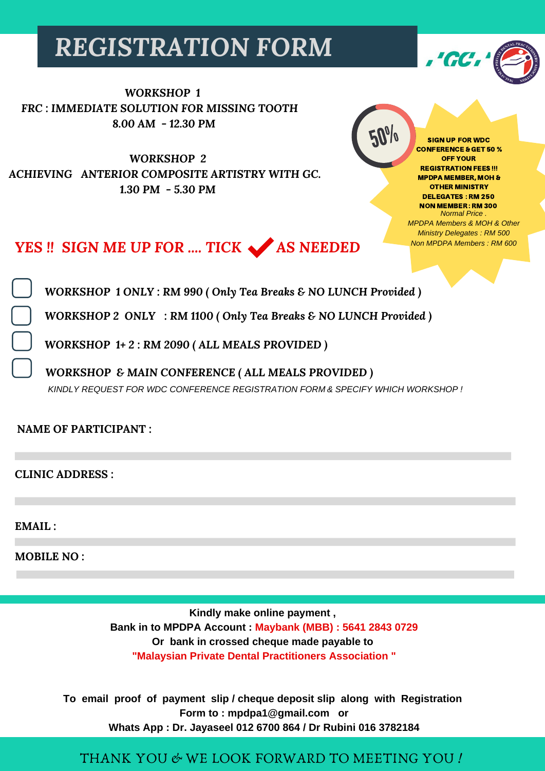# REGISTRATION FORM

**WORKSHOP 1**
**FRC : IMMEDIATE SOLUTION FOR MISSING TOOTH**
**8.00 AM - 12.30 PM**

**WORKSHOP 2**
**ACHIEVING ANTERIOR COMPOSITE ARTISTRY WITH GC.**
**1.30 PM - 5.30 PM**

50%

**SIGN UP FOR WDC CONFERENCE & GET 50 % OFF YOUR REGISTRATION FEES !!!**
**MPDPA MEMBER, MOH & OTHER MINISTRY DELEGATES : RM 250**
**NON MEMBER : RM 300**
*Normal Price .*
*MPDPA Members & MOH & Other Ministry Delegates : RM 500*
*Non MPDPA Members : RM 600*

**YES !! SIGN ME UP FOR .... TICK ✔ AS NEEDED**

- ☐ **WORKSHOP 1 ONLY : RM 990 ( *Only Tea Breaks & NO LUNCH Provided* )**
- ☐ **WORKSHOP 2 ONLY : RM 1100 ( *Only Tea Breaks & NO LUNCH Provided* )**
- ☐ **WORKSHOP 1+ 2 : RM 2090 ( ALL MEALS PROVIDED )**
- ☐ **WORKSHOP & MAIN CONFERENCE ( ALL MEALS PROVIDED )**
  *KINDLY REQUEST FOR WDC CONFERENCE REGISTRATION FORM & SPECIFY WHICH WORKSHOP !*

**NAME OF PARTICIPANT :**

**CLINIC ADDRESS :**

**EMAIL :**

**MOBILE NO :**

**Kindly make online payment ,**
**Bank in to MPDPA Account : Maybank (MBB) : 5641 2843 0729**
**Or bank in crossed cheque made payable to**
**"Malaysian Private Dental Practitioners Association "**

**To email proof of payment slip / cheque deposit slip along with Registration Form to : mpdpa1@gmail.com or**
**Whats App : Dr. Jayaseel 012 6700 864 / Dr Rubini 016 3782184**

THANK YOU & WE LOOK FORWARD TO MEETING YOU !